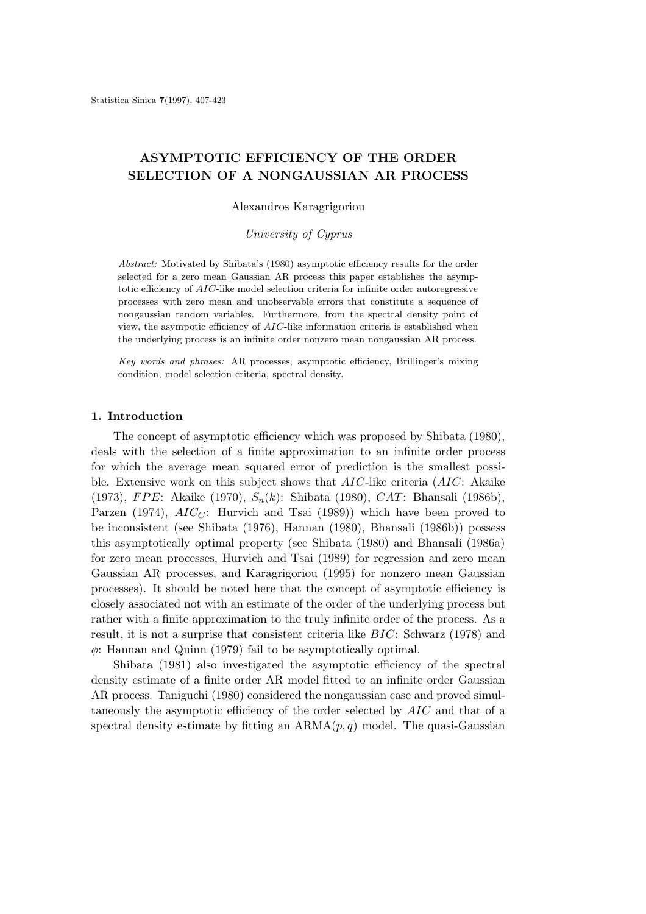# ASYMPTOTIC EFFICIENCY OF THE ORDER SELECTION OF A NONGAUSSIAN AR PROCESS

Alexandros Karagrigoriou

*University of Cyprus*

*Abstract:* Motivated by Shibata's (1980) asymptotic efficiency results for the order selected for a zero mean Gaussian AR process this paper establishes the asymptotic efficiency of $AIC$-like model selection criteria for infinite order autoregressive processes with zero mean and unobservable errors that constitute a sequence of nongaussian random variables. Furthermore, from the spectral density point of view, the asympotic efficiency of $AIC$-like information criteria is established when the underlying process is an infinite order nonzero mean nongaussian AR process.

*Key words and phrases:* AR processes, asymptotic efficiency, Brillinger's mixing condition, model selection criteria, spectral density.

## 1. Introduction

The concept of asymptotic efficiency which was proposed by Shibata (1980), deals with the selection of a finite approximation to an infinite order process for which the average mean squared error of prediction is the smallest possible. Extensive work on this subject shows that $AIC$-like criteria ($AIC$: Akaike (1973), $FPE$: Akaike (1970), $S_n(k)$: Shibata (1980), $CAT$: Bhansali (1986b), Parzen (1974), $AIC_C$: Hurvich and Tsai (1989)) which have been proved to be inconsistent (see Shibata (1976), Hannan (1980), Bhansali (1986b)) possess this asymptotically optimal property (see Shibata (1980) and Bhansali (1986a) for zero mean processes, Hurvich and Tsai (1989) for regression and zero mean Gaussian AR processes, and Karagrigoriou (1995) for nonzero mean Gaussian processes). It should be noted here that the concept of asymptotic efficiency is closely associated not with an estimate of the order of the underlying process but rather with a finite approximation to the truly infinite order of the process. As a result, it is not a surprise that consistent criteria like $BIC$: Schwarz (1978) and $\phi$: Hannan and Quinn (1979) fail to be asymptotically optimal.

Shibata (1981) also investigated the asymptotic efficiency of the spectral density estimate of a finite order AR model fitted to an infinite order Gaussian AR process. Taniguchi (1980) considered the nongaussian case and proved simultaneously the asymptotic efficiency of the order selected by $AIC$ and that of a spectral density estimate by fitting an ARMA$(p, q)$ model. The quasi-Gaussian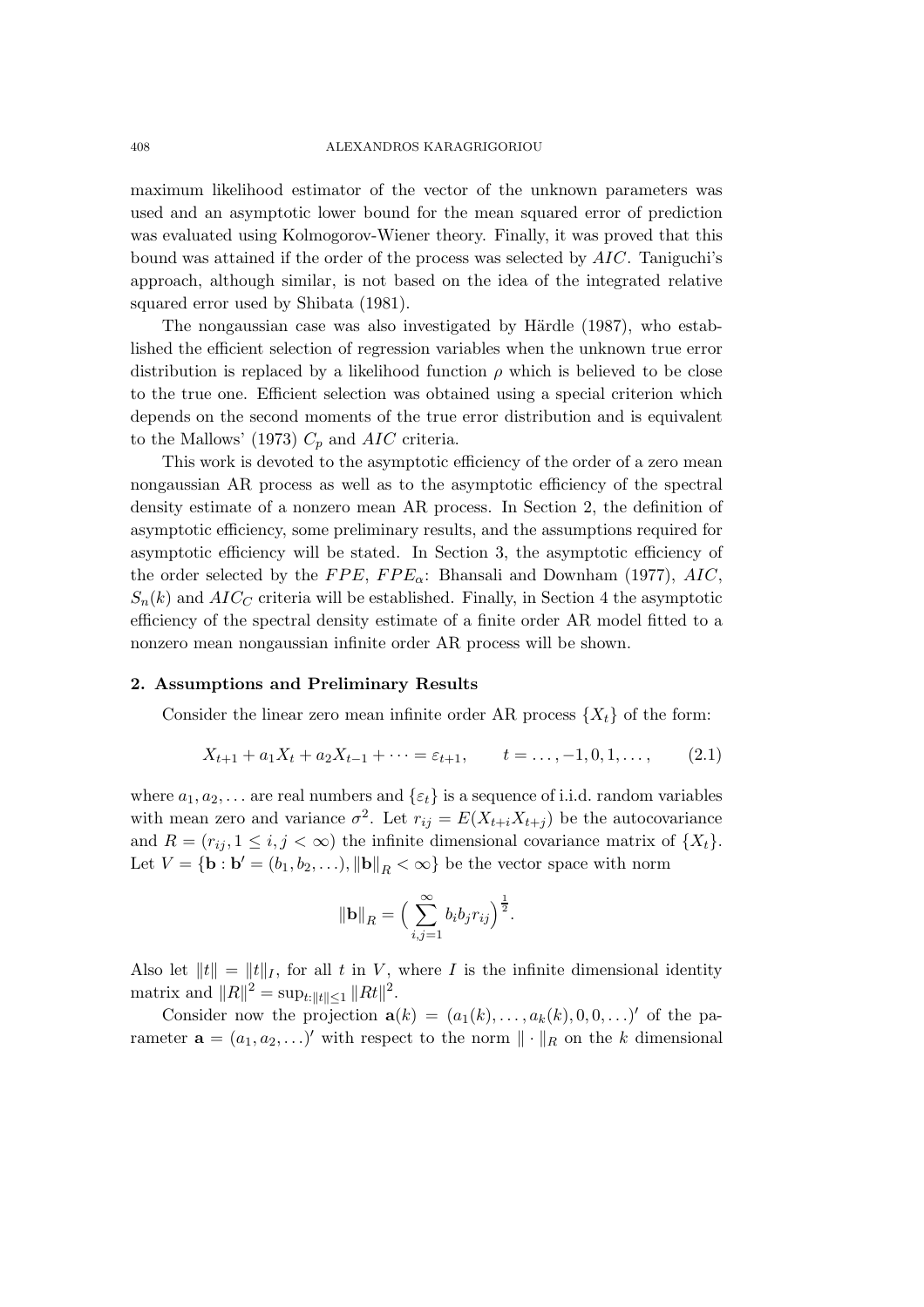maximum likelihood estimator of the vector of the unknown parameters was used and an asymptotic lower bound for the mean squared error of prediction was evaluated using Kolmogorov-Wiener theory. Finally, it was proved that this bound was attained if the order of the process was selected by $AIC$. Taniguchi's approach, although similar, is not based on the idea of the integrated relative squared error used by Shibata (1981).

The nongaussian case was also investigated by Härdle (1987), who established the efficient selection of regression variables when the unknown true error distribution is replaced by a likelihood function $\rho$ which is believed to be close to the true one. Efficient selection was obtained using a special criterion which depends on the second moments of the true error distribution and is equivalent to the Mallows' (1973) $C_p$ and $AIC$ criteria.

This work is devoted to the asymptotic efficiency of the order of a zero mean nongaussian AR process as well as to the asymptotic efficiency of the spectral density estimate of a nonzero mean AR process. In Section 2, the definition of asymptotic efficiency, some preliminary results, and the assumptions required for asymptotic efficiency will be stated. In Section 3, the asymptotic efficiency of the order selected by the $FPE$, $FPE_\alpha$: Bhansali and Downham (1977), $AIC$, $S_n(k)$ and $AIC_C$ criteria will be established. Finally, in Section 4 the asymptotic efficiency of the spectral density estimate of a finite order AR model fitted to a nonzero mean nongaussian infinite order AR process will be shown.

## 2. Assumptions and Preliminary Results

Consider the linear zero mean infinite order AR process $\{X_t\}$ of the form:

$$X_{t+1} + a_1 X_t + a_2 X_{t-1} + \cdots = \varepsilon_{t+1}, \qquad t = \ldots, -1, 0, 1, \ldots, \tag{2.1}$$

where $a_1, a_2, \ldots$ are real numbers and $\{\varepsilon_t\}$ is a sequence of i.i.d. random variables with mean zero and variance $\sigma^2$. Let $r_{ij} = E(X_{t+i}X_{t+j})$ be the autocovariance and $R = (r_{ij}, 1 \le i, j < \infty)$ the infinite dimensional covariance matrix of $\{X_t\}$. Let $V = \{\mathbf{b} : \mathbf{b}' = (b_1, b_2, \ldots), \|\mathbf{b}\|_R < \infty\}$ be the vector space with norm

$$\|\mathbf{b}\|_R = \Big( \sum_{i,j=1}^{\infty} b_i b_j r_{ij} \Big)^{\frac{1}{2}}.$$

Also let $\|t\| = \|t\|_I$, for all $t$ in $V$, where $I$ is the infinite dimensional identity matrix and $\|R\|^2 = \sup_{t:\|t\|\le 1} \|Rt\|^2$.

Consider now the projection $\mathbf{a}(k) = (a_1(k), \ldots, a_k(k), 0, 0, \ldots)'$ of the parameter $\mathbf{a} = (a_1, a_2, \ldots)'$ with respect to the norm $\|\cdot\|_R$ on the $k$ dimensional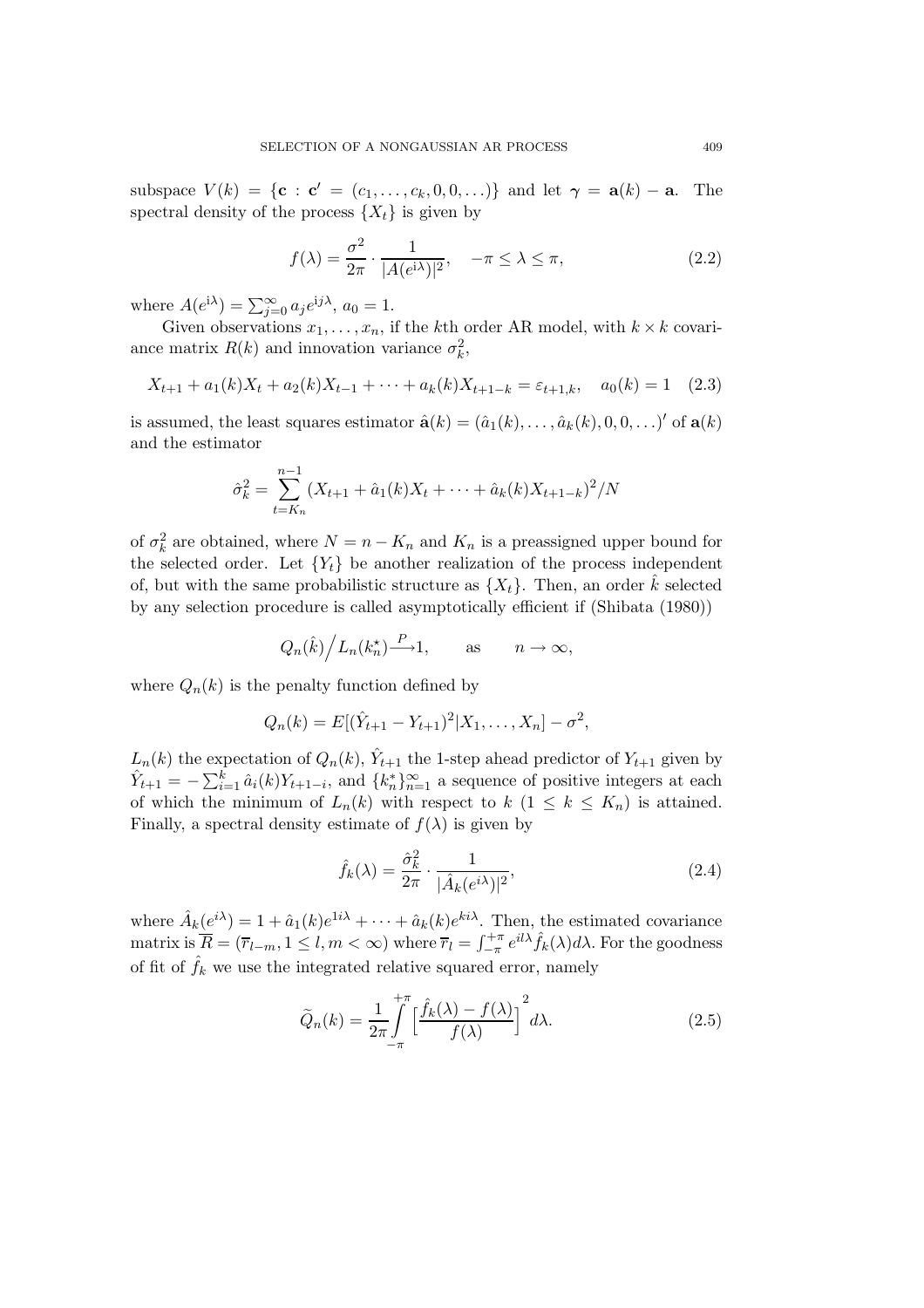subspace $V(k) = \{\mathbf{c} : \mathbf{c}' = (c_1, \ldots, c_k, 0, 0, \ldots)\}$ and let $\boldsymbol{\gamma} = \mathbf{a}(k) - \mathbf{a}$. The spectral density of the process $\{X_t\}$ is given by

$$f(\lambda) = \frac{\sigma^2}{2\pi} \cdot \frac{1}{|A(e^{\mathrm{i}\lambda})|^2}, \quad -\pi \le \lambda \le \pi, \tag{2.2}$$

where $A(e^{\mathrm{i}\lambda}) = \sum_{j=0}^{\infty} a_j e^{\mathrm{i}j\lambda}$, $a_0 = 1$.

Given observations $x_1, \ldots, x_n$, if the $k$th order AR model, with $k \times k$ covariance matrix $R(k)$ and innovation variance $\sigma_k^2$,

$$X_{t+1} + a_1(k)X_t + a_2(k)X_{t-1} + \cdots + a_k(k)X_{t+1-k} = \varepsilon_{t+1,k}, \quad a_0(k) = 1 \tag{2.3}$$

is assumed, the least squares estimator $\hat{\mathbf{a}}(k) = (\hat{a}_1(k), \ldots, \hat{a}_k(k), 0, 0, \ldots)'$ of $\mathbf{a}(k)$ and the estimator

$$\hat{\sigma}_k^2 = \sum_{t=K_n}^{n-1} (X_{t+1} + \hat{a}_1(k)X_t + \cdots + \hat{a}_k(k)X_{t+1-k})^2 / N$$

of $\sigma_k^2$ are obtained, where $N = n - K_n$ and $K_n$ is a preassigned upper bound for the selected order. Let $\{Y_t\}$ be another realization of the process independent of, but with the same probabilistic structure as $\{X_t\}$. Then, an order $\hat{k}$ selected by any selection procedure is called asymptotically efficient if (Shibata (1980))

$$Q_n(\hat{k}) \Big/ L_n(k_n^\star) \xrightarrow{P} 1, \qquad \text{as} \qquad n \to \infty,$$

where $Q_n(k)$ is the penalty function defined by

$$Q_n(k) = E[(\hat{Y}_{t+1} - Y_{t+1})^2 | X_1, \ldots, X_n] - \sigma^2,$$

$L_n(k)$ the expectation of $Q_n(k)$, $\hat{Y}_{t+1}$ the 1-step ahead predictor of $Y_{t+1}$ given by $\hat{Y}_{t+1} = -\sum_{i=1}^{k} \hat{a}_i(k) Y_{t+1-i}$, and $\{k_n^*\}_{n=1}^{\infty}$ a sequence of positive integers at each of which the minimum of $L_n(k)$ with respect to $k$ $(1 \le k \le K_n)$ is attained. Finally, a spectral density estimate of $f(\lambda)$ is given by

$$\hat{f}_k(\lambda) = \frac{\hat{\sigma}_k^2}{2\pi} \cdot \frac{1}{|\hat{A}_k(e^{i\lambda})|^2}, \tag{2.4}$$

where $\hat{A}_k(e^{i\lambda}) = 1 + \hat{a}_1(k)e^{1i\lambda} + \cdots + \hat{a}_k(k)e^{ki\lambda}$. Then, the estimated covariance matrix is $\overline{R} = (\overline{r}_{l-m}, 1 \le l, m < \infty)$ where $\overline{r}_l = \int_{-\pi}^{+\pi} e^{il\lambda} \hat{f}_k(\lambda) d\lambda$. For the goodness of fit of $\hat{f}_k$ we use the integrated relative squared error, namely

$$\widetilde{Q}_n(k) = \frac{1}{2\pi} \int_{-\pi}^{+\pi} \Big[ \frac{\hat{f}_k(\lambda) - f(\lambda)}{f(\lambda)} \Big]^2 d\lambda. \tag{2.5}$$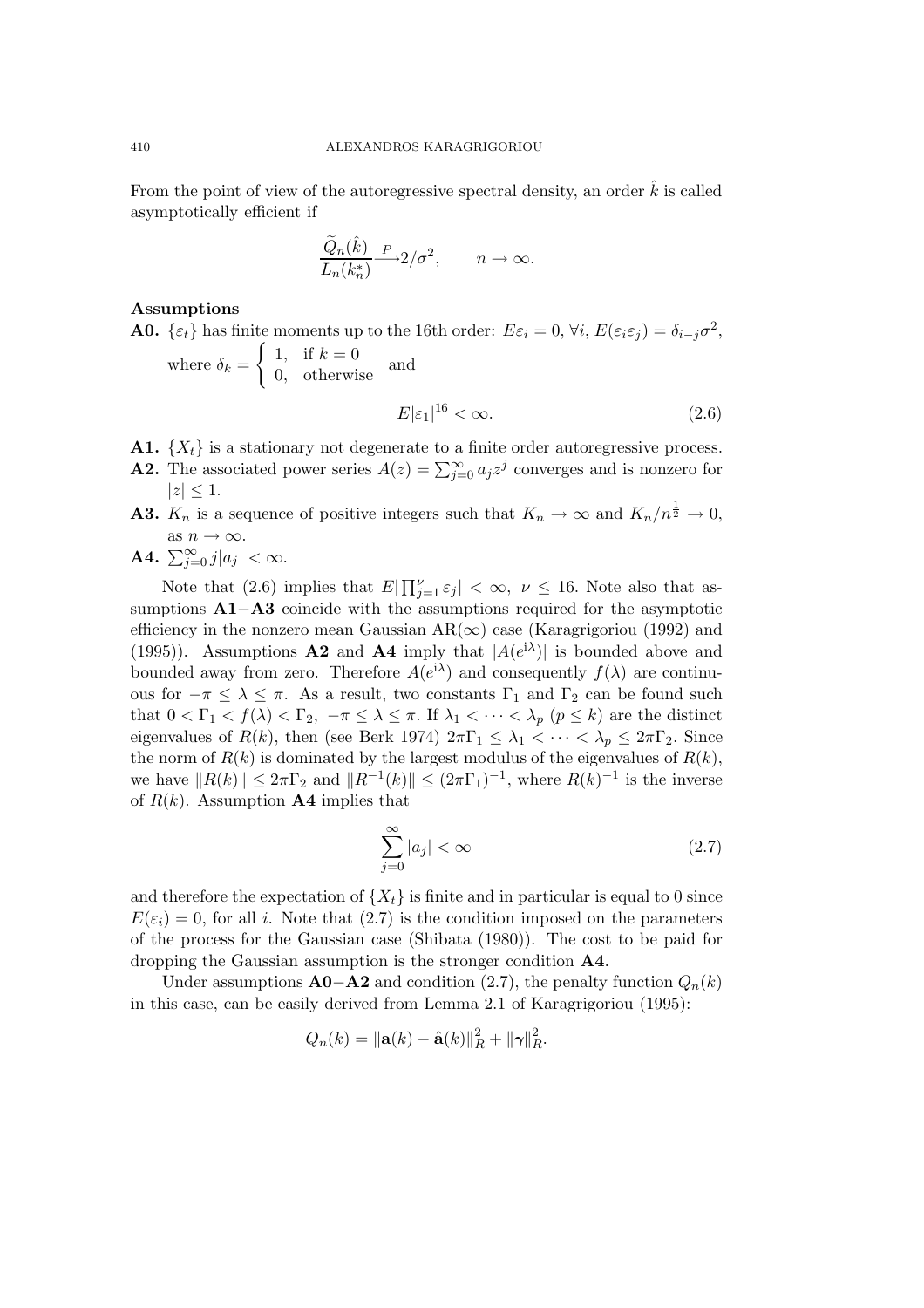From the point of view of the autoregressive spectral density, an order $\hat{k}$ is called asymptotically efficient if

$$\frac{\widetilde{Q}_n(\hat{k})}{L_n(k_n^*)} \xrightarrow{P} 2/\sigma^2, \qquad n \to \infty.$$

**Assumptions**

**A0.** $\{\varepsilon_t\}$ has finite moments up to the 16th order: $E\varepsilon_i = 0, \forall i, E(\varepsilon_i \varepsilon_j) = \delta_{i-j}\sigma^2$, where $\delta_k = \begin{cases} 1, & \text{if } k = 0 \\ 0, & \text{otherwise} \end{cases}$ and

$$E|\varepsilon_1|^{16} < \infty. \tag{2.6}$$

**A1.** $\{X_t\}$ is a stationary not degenerate to a finite order autoregressive process.

**A2.** The associated power series $A(z) = \sum_{j=0}^{\infty} a_j z^j$ converges and is nonzero for $|z| \leq 1$.

**A3.** $K_n$ is a sequence of positive integers such that $K_n \to \infty$ and $K_n/n^{\frac{1}{2}} \to 0$, as $n \to \infty$.

**A4.** $\sum_{j=0}^{\infty} j|a_j| < \infty$.

Note that (2.6) implies that $E|\prod_{j=1}^{\nu} \varepsilon_j| < \infty, \ \nu \leq 16$. Note also that assumptions **A1**$-$**A3** coincide with the assumptions required for the asymptotic efficiency in the nonzero mean Gaussian AR($\infty$) case (Karagrigoriou (1992) and (1995)). Assumptions **A2** and **A4** imply that $|A(e^{i\lambda})|$ is bounded above and bounded away from zero. Therefore $A(e^{i\lambda})$ and consequently $f(\lambda)$ are continuous for $-\pi \leq \lambda \leq \pi$. As a result, two constants $\Gamma_1$ and $\Gamma_2$ can be found such that $0 < \Gamma_1 < f(\lambda) < \Gamma_2, \ -\pi \leq \lambda \leq \pi$. If $\lambda_1 < \cdots < \lambda_p$ ($p \leq k$) are the distinct eigenvalues of $R(k)$, then (see Berk 1974) $2\pi\Gamma_1 \leq \lambda_1 < \cdots < \lambda_p \leq 2\pi\Gamma_2$. Since the norm of $R(k)$ is dominated by the largest modulus of the eigenvalues of $R(k)$, we have $\|R(k)\| \leq 2\pi\Gamma_2$ and $\|R^{-1}(k)\| \leq (2\pi\Gamma_1)^{-1}$, where $R(k)^{-1}$ is the inverse of $R(k)$. Assumption **A4** implies that

$$\sum_{j=0}^{\infty} |a_j| < \infty \tag{2.7}$$

and therefore the expectation of $\{X_t\}$ is finite and in particular is equal to 0 since $E(\varepsilon_i) = 0$, for all $i$. Note that (2.7) is the condition imposed on the parameters of the process for the Gaussian case (Shibata (1980)). The cost to be paid for dropping the Gaussian assumption is the stronger condition **A4**.

Under assumptions **A0**$-$**A2** and condition (2.7), the penalty function $Q_n(k)$ in this case, can be easily derived from Lemma 2.1 of Karagrigoriou (1995):

$$Q_n(k) = \|\mathbf{a}(k) - \hat{\mathbf{a}}(k)\|_R^2 + \|\boldsymbol{\gamma}\|_R^2.$$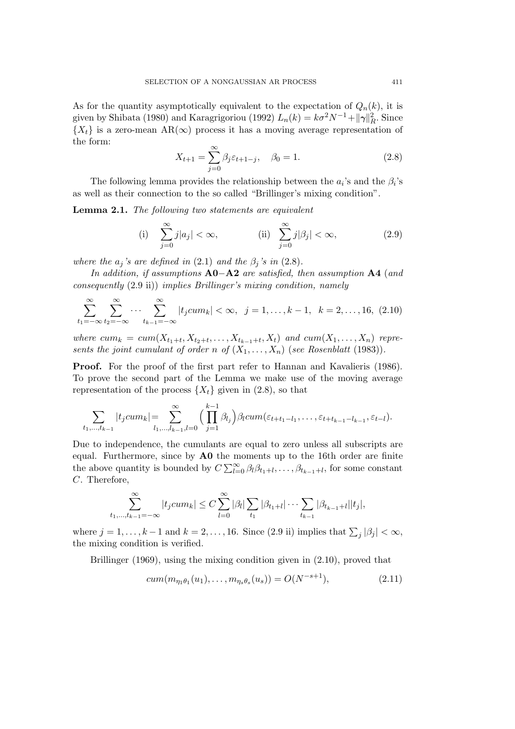As for the quantity asymptotically equivalent to the expectation of $Q_n(k)$, it is given by Shibata (1980) and Karagrigoriou (1992) $L_n(k) = k\sigma^2 N^{-1} + \|\boldsymbol{\gamma}\|_R^2$. Since $\{X_t\}$ is a zero-mean AR($\infty$) process it has a moving average representation of the form:

$$X_{t+1} = \sum_{j=0}^{\infty} \beta_j \varepsilon_{t+1-j}, \quad \beta_0 = 1. \tag{2.8}$$

The following lemma provides the relationship between the $a_i$'s and the $\beta_i$'s as well as their connection to the so called "Brillinger's mixing condition".

**Lemma 2.1.** *The following two statements are equivalent*

$$\text{(i)} \quad \sum_{j=0}^{\infty} j|a_j| < \infty, \qquad\qquad \text{(ii)} \quad \sum_{j=0}^{\infty} j|\beta_j| < \infty, \tag{2.9}$$

*where the $a_j$'s are defined in* (2.1) *and the $\beta_j$'s in* (2.8).

*In addition, if assumptions* **A0**−**A2** *are satisfied, then assumption* **A4** (*and consequently* (2.9 ii)) *implies Brillinger's mixing condition, namely*

$$\sum_{t_1=-\infty}^{\infty} \sum_{t_2=-\infty}^{\infty} \cdots \sum_{t_{k-1}=-\infty}^{\infty} |t_j cum_k| < \infty, \;\; j = 1, \ldots, k-1, \;\; k = 2, \ldots, 16, \tag{2.10}$$

*where $cum_k = cum(X_{t_1+t}, X_{t_2+t}, \ldots, X_{t_{k-1}+t}, X_t)$ and $cum(X_1, \ldots, X_n)$ represents the joint cumulant of order $n$ of $(X_1, \ldots, X_n)$* (*see Rosenblatt* (1983)).

**Proof.** For the proof of the first part refer to Hannan and Kavalieris (1986). To prove the second part of the Lemma we make use of the moving average representation of the process $\{X_t\}$ given in (2.8), so that

$$\sum_{t_1,\ldots,t_{k-1}} |t_j cum_k| = \sum_{l_1,\ldots,l_{k-1},l=0}^{\infty} \Big(\prod_{j=1}^{k-1} \beta_{l_j}\Big) \beta_l cum(\varepsilon_{t+t_1-l_1}, \ldots, \varepsilon_{t+t_{k-1}-l_{k-1}}, \varepsilon_{t-l}).$$

Due to independence, the cumulants are equal to zero unless all subscripts are equal. Furthermore, since by **A0** the moments up to the 16th order are finite the above quantity is bounded by $C\sum_{l=0}^{\infty} \beta_l \beta_{t_1+l}, \ldots, \beta_{t_{k-1}+l}$, for some constant $C$. Therefore,

$$\sum_{t_1,\ldots,t_{k-1}=-\infty}^{\infty} |t_j cum_k| \leq C \sum_{l=0}^{\infty} |\beta_l| \sum_{t_1} |\beta_{t_1+l}| \cdots \sum_{t_{k-1}} |\beta_{t_{k-1}+l}||t_j|,$$

where $j = 1, \ldots, k-1$ and $k = 2, \ldots, 16$. Since (2.9 ii) implies that $\sum_j |\beta_j| < \infty$, the mixing condition is verified.

Brillinger (1969), using the mixing condition given in (2.10), proved that

$$cum(m_{\eta_1\theta_1}(u_1), \ldots, m_{\eta_s\theta_s}(u_s)) = O(N^{-s+1}), \tag{2.11}$$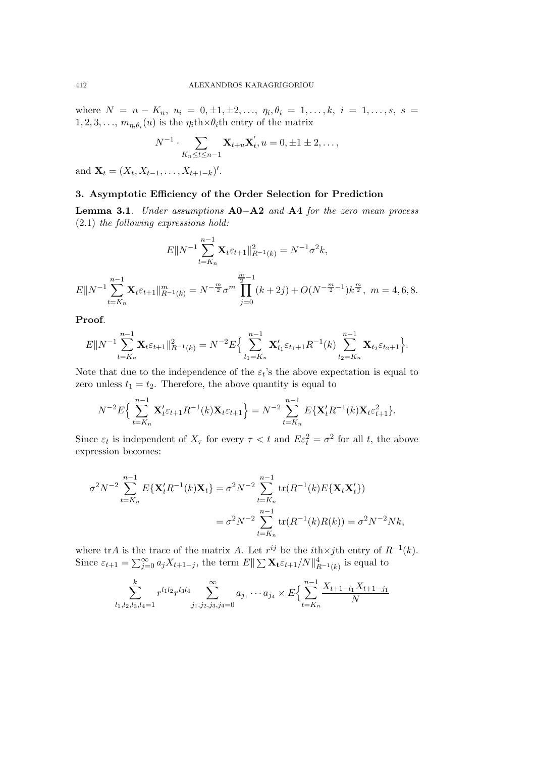where $N = n - K_n$, $u_i = 0, \pm 1, \pm 2, \ldots$, $\eta_i, \theta_i = 1, \ldots, k$, $i = 1, \ldots, s$, $s = 1, 2, 3, \ldots$, $m_{\eta_i \theta_i}(u)$ is the $\eta_i$th$\times\theta_i$th entry of the matrix

$$N^{-1} \cdot \sum_{K_n \le t \le n-1} \mathbf{X}_{t+u} \mathbf{X}_t^{'}, u = 0, \pm 1 \pm 2, \ldots,$$

and $\mathbf{X}_t = (X_t, X_{t-1}, \ldots, X_{t+1-k})'$.

### 3. Asymptotic Efficiency of the Order Selection for Prediction

**Lemma 3.1**. *Under assumptions* **A0**−**A2** *and* **A4** *for the zero mean process* (2.1) *the following expressions hold:*

$$E\|N^{-1} \sum_{t=K_n}^{n-1} \mathbf{X}_t \varepsilon_{t+1}\|_{R^{-1}(k)}^2 = N^{-1} \sigma^2 k,$$

$$E\|N^{-1} \sum_{t=K_n}^{n-1} \mathbf{X}_t \varepsilon_{t+1}\|_{R^{-1}(k)}^m = N^{-\frac{m}{2}} \sigma^m \prod_{j=0}^{\frac{m}{2}-1} (k+2j) + O(N^{-\frac{m}{2}-1}) k^{\frac{m}{2}}, \ m = 4, 6, 8.$$

**Proof**.

$$E\|N^{-1} \sum_{t=K_n}^{n-1} \mathbf{X}_t \varepsilon_{t+1}\|_{R^{-1}(k)}^2 = N^{-2} E\Big\{ \sum_{t_1=K_n}^{n-1} \mathbf{X}_{t_1}' \varepsilon_{t_1+1} R^{-1}(k) \sum_{t_2=K_n}^{n-1} \mathbf{X}_{t_2} \varepsilon_{t_2+1} \Big\}.$$

Note that due to the independence of the $\varepsilon_t$'s the above expectation is equal to zero unless $t_1 = t_2$. Therefore, the above quantity is equal to

$$N^{-2} E\Big\{ \sum_{t=K_n}^{n-1} \mathbf{X}_t' \varepsilon_{t+1} R^{-1}(k) \mathbf{X}_t \varepsilon_{t+1} \Big\} = N^{-2} \sum_{t=K_n}^{n-1} E\{\mathbf{X}_t' R^{-1}(k) \mathbf{X}_t \varepsilon_{t+1}^2\}.$$

Since $\varepsilon_t$ is independent of $X_\tau$ for every $\tau < t$ and $E\varepsilon_t^2 = \sigma^2$ for all $t$, the above expression becomes:

$$\begin{aligned}
\sigma^2 N^{-2} \sum_{t=K_n}^{n-1} E\{\mathbf{X}_t' R^{-1}(k) \mathbf{X}_t\} &= \sigma^2 N^{-2} \sum_{t=K_n}^{n-1} \mathrm{tr}(R^{-1}(k) E\{\mathbf{X}_t \mathbf{X}_t'\}) \\
&= \sigma^2 N^{-2} \sum_{t=K_n}^{n-1} \mathrm{tr}(R^{-1}(k) R(k)) = \sigma^2 N^{-2} N k,
\end{aligned}$$

where $\mathrm{tr}A$ is the trace of the matrix $A$. Let $r^{ij}$ be the $i$th$\times j$th entry of $R^{-1}(k)$. Since $\varepsilon_{t+1} = \sum_{j=0}^{\infty} a_j X_{t+1-j}$, the term $E\|\sum \mathbf{X_t} \varepsilon_{t+1}/N\|_{R^{-1}(k)}^4$ is equal to

$$\sum_{l_1, l_2, l_3, l_4 = 1}^{k} r^{l_1 l_2} r^{l_3 l_4} \sum_{j_1, j_2, j_3, j_4 = 0}^{\infty} a_{j_1} \cdots a_{j_4} \times E\Big\{ \sum_{t=K_n}^{n-1} \frac{X_{t+1-l_1} X_{t+1-j_1}}{N}$$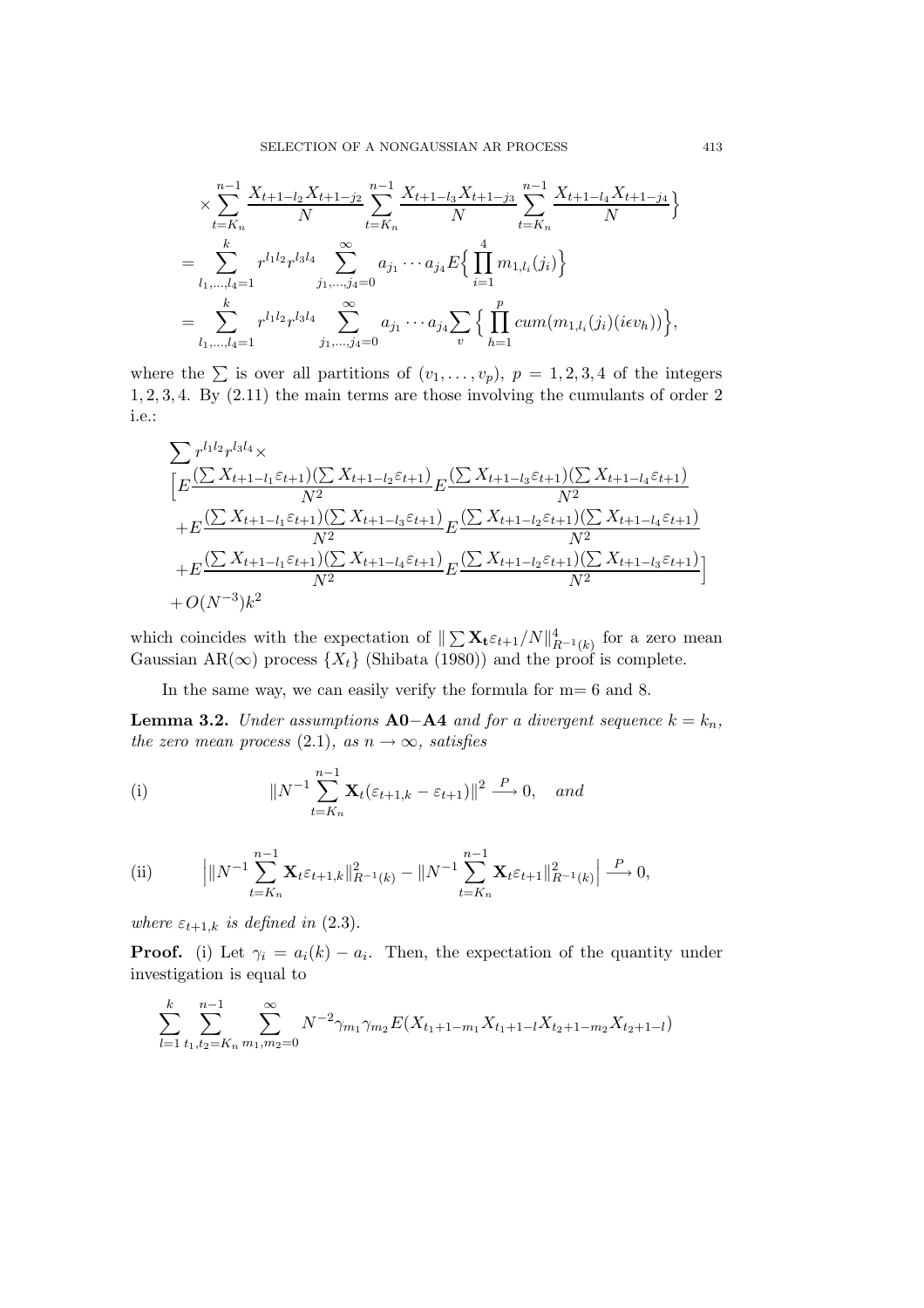$$\times \sum_{t=K_n}^{n-1} \frac{X_{t+1-l_2}X_{t+1-j_2}}{N} \sum_{t=K_n}^{n-1} \frac{X_{t+1-l_3}X_{t+1-j_3}}{N} \sum_{t=K_n}^{n-1} \frac{X_{t+1-l_4}X_{t+1-j_4}}{N}\Big\}$$

$$= \sum_{l_1,\ldots,l_4=1}^{k} r^{l_1 l_2} r^{l_3 l_4} \sum_{j_1,\ldots,j_4=0}^{\infty} a_{j_1}\cdots a_{j_4} E\Big\{\prod_{i=1}^{4} m_{1,l_i}(j_i)\Big\}$$

$$= \sum_{l_1,\ldots,l_4=1}^{k} r^{l_1 l_2} r^{l_3 l_4} \sum_{j_1,\ldots,j_4=0}^{\infty} a_{j_1}\cdots a_{j_4} \sum_{v} \Big\{\prod_{h=1}^{p} cum(m_{1,l_i}(j_i)(i\epsilon v_h))\Big\},$$

where the $\sum$ is over all partitions of $(v_1,\ldots,v_p)$, $p=1,2,3,4$ of the integers $1,2,3,4$. By (2.11) the main terms are those involving the cumulants of order 2 i.e.:

$$\begin{aligned}
&\sum r^{l_1 l_2} r^{l_3 l_4} \times \\
&\Big[E\frac{(\sum X_{t+1-l_1}\varepsilon_{t+1})(\sum X_{t+1-l_2}\varepsilon_{t+1})}{N^2} E\frac{(\sum X_{t+1-l_3}\varepsilon_{t+1})(\sum X_{t+1-l_4}\varepsilon_{t+1})}{N^2} \\
&+E\frac{(\sum X_{t+1-l_1}\varepsilon_{t+1})(\sum X_{t+1-l_3}\varepsilon_{t+1})}{N^2} E\frac{(\sum X_{t+1-l_2}\varepsilon_{t+1})(\sum X_{t+1-l_4}\varepsilon_{t+1})}{N^2} \\
&+E\frac{(\sum X_{t+1-l_1}\varepsilon_{t+1})(\sum X_{t+1-l_4}\varepsilon_{t+1})}{N^2} E\frac{(\sum X_{t+1-l_2}\varepsilon_{t+1})(\sum X_{t+1-l_3}\varepsilon_{t+1})}{N^2}\Big] \\
&+O(N^{-3})k^2
\end{aligned}$$

which coincides with the expectation of $\|\sum \mathbf{X_t}\varepsilon_{t+1}/N\|^4_{R^{-1}(k)}$ for a zero mean Gaussian AR($\infty$) process $\{X_t\}$ (Shibata (1980)) and the proof is complete.

In the same way, we can easily verify the formula for m= 6 and 8.

**Lemma 3.2.** *Under assumptions* **A0**−**A4** *and for a divergent sequence* $k=k_n$, *the zero mean process* (2.1), *as* $n\to\infty$, *satisfies*

$$\text{(i)} \qquad \|N^{-1}\sum_{t=K_n}^{n-1} \mathbf{X}_t(\varepsilon_{t+1,k}-\varepsilon_{t+1})\|^2 \xrightarrow{P} 0, \quad \textit{and}$$

$$\text{(ii)} \qquad \Big|\|N^{-1}\sum_{t=K_n}^{n-1} \mathbf{X}_t\varepsilon_{t+1,k}\|^2_{R^{-1}(k)} - \|N^{-1}\sum_{t=K_n}^{n-1} \mathbf{X}_t\varepsilon_{t+1}\|^2_{R^{-1}(k)}\Big| \xrightarrow{P} 0,$$

*where* $\varepsilon_{t+1,k}$ *is defined in* (2.3).

**Proof.** (i) Let $\gamma_i = a_i(k) - a_i$. Then, the expectation of the quantity under investigation is equal to

$$\sum_{l=1}^{k} \sum_{t_1,t_2=K_n}^{n-1} \sum_{m_1,m_2=0}^{\infty} N^{-2}\gamma_{m_1}\gamma_{m_2} E(X_{t_1+1-m_1}X_{t_1+1-l}X_{t_2+1-m_2}X_{t_2+1-l})$$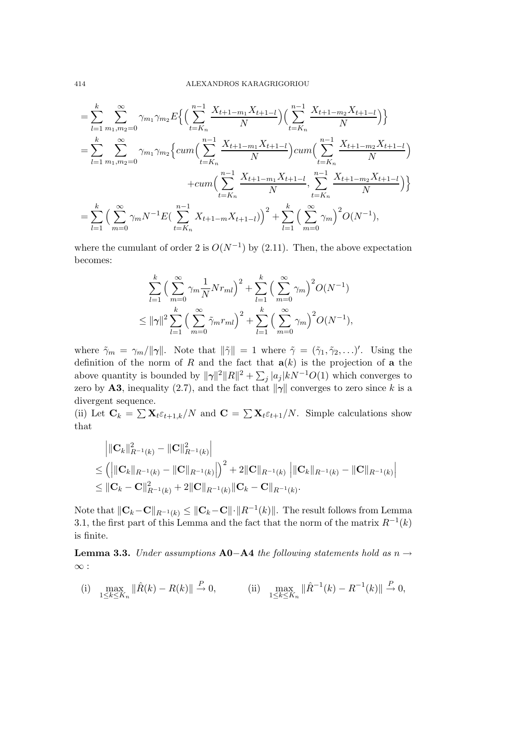$$
\begin{aligned}
&= \sum_{l=1}^{k} \sum_{m_1,m_2=0}^{\infty} \gamma_{m_1}\gamma_{m_2} E\Big\{ \Big( \sum_{t=K_n}^{n-1} \frac{X_{t+1-m_1}X_{t+1-l}}{N} \Big) \Big( \sum_{t=K_n}^{n-1} \frac{X_{t+1-m_2}X_{t+1-l}}{N} \Big) \Big\} \\
&= \sum_{l=1}^{k} \sum_{m_1,m_2=0}^{\infty} \gamma_{m_1}\gamma_{m_2} \Big\{ cum\Big( \sum_{t=K_n}^{n-1} \frac{X_{t+1-m_1}X_{t+1-l}}{N} \Big) cum\Big( \sum_{t=K_n}^{n-1} \frac{X_{t+1-m_2}X_{t+1-l}}{N} \Big) \\
&\qquad + cum\Big( \sum_{t=K_n}^{n-1} \frac{X_{t+1-m_1}X_{t+1-l}}{N}, \sum_{t=K_n}^{n-1} \frac{X_{t+1-m_2}X_{t+1-l}}{N} \Big) \Big\} \\
&= \sum_{l=1}^{k} \Big( \sum_{m=0}^{\infty} \gamma_m N^{-1} E\big( \sum_{t=K_n}^{n-1} X_{t+1-m}X_{t+1-l} \big) \Big)^2 + \sum_{l=1}^{k} \Big( \sum_{m=0}^{\infty} \gamma_m \Big)^2 O(N^{-1}),
\end{aligned}
$$

where the cumulant of order 2 is $O(N^{-1})$ by (2.11). Then, the above expectation becomes:

$$
\begin{aligned}
&\sum_{l=1}^{k} \Big( \sum_{m=0}^{\infty} \gamma_m \frac{1}{N} N r_{ml} \Big)^2 + \sum_{l=1}^{k} \Big( \sum_{m=0}^{\infty} \gamma_m \Big)^2 O(N^{-1}) \\
&\leq \|\boldsymbol{\gamma}\|^2 \sum_{l=1}^{k} \Big( \sum_{m=0}^{\infty} \tilde{\gamma}_m r_{ml} \Big)^2 + \sum_{l=1}^{k} \Big( \sum_{m=0}^{\infty} \gamma_m \Big)^2 O(N^{-1}),
\end{aligned}
$$

where $\tilde{\gamma}_m = \gamma_m / \|\boldsymbol{\gamma}\|$. Note that $\|\tilde{\gamma}\| = 1$ where $\tilde{\gamma} = (\tilde{\gamma}_1, \tilde{\gamma}_2, \ldots)'$. Using the definition of the norm of $R$ and the fact that $\mathbf{a}(k)$ is the projection of $\mathbf{a}$ the above quantity is bounded by $\|\boldsymbol{\gamma}\|^2 \|R\|^2 + \sum_j |a_j| k N^{-1} O(1)$ which converges to zero by **A3**, inequality (2.7), and the fact that $\|\boldsymbol{\gamma}\|$ converges to zero since $k$ is a divergent sequence.

(ii) Let $\mathbf{C}_k = \sum \mathbf{X}_t \varepsilon_{t+1,k}/N$ and $\mathbf{C} = \sum \mathbf{X}_t \varepsilon_{t+1}/N$. Simple calculations show that

$$
\begin{aligned}
&\Big| \|\mathbf{C}_k\|^2_{R^{-1}(k)} - \|\mathbf{C}\|^2_{R^{-1}(k)} \Big| \\
&\leq \Big( \Big| \|\mathbf{C}_k\|_{R^{-1}(k)} - \|\mathbf{C}\|_{R^{-1}(k)} \Big| \Big)^2 + 2\|\mathbf{C}\|_{R^{-1}(k)} \Big| \|\mathbf{C}_k\|_{R^{-1}(k)} - \|\mathbf{C}\|_{R^{-1}(k)} \Big| \\
&\leq \|\mathbf{C}_k - \mathbf{C}\|^2_{R^{-1}(k)} + 2\|\mathbf{C}\|_{R^{-1}(k)} \|\mathbf{C}_k - \mathbf{C}\|_{R^{-1}(k)}.
\end{aligned}
$$

Note that $\|\mathbf{C}_k - \mathbf{C}\|_{R^{-1}(k)} \leq \|\mathbf{C}_k - \mathbf{C}\| \cdot \|R^{-1}(k)\|$. The result follows from Lemma 3.1, the first part of this Lemma and the fact that the norm of the matrix $R^{-1}(k)$ is finite.

**Lemma 3.3.** *Under assumptions* **A0**$-$**A4** *the following statements hold as* $n \to \infty$ *:*

(i) $\max_{1 \leq k \leq K_n} \|\hat{R}(k) - R(k)\| \xrightarrow{P} 0,$ $\qquad$ (ii) $\max_{1 \leq k \leq K_n} \|\hat{R}^{-1}(k) - R^{-1}(k)\| \xrightarrow{P} 0,$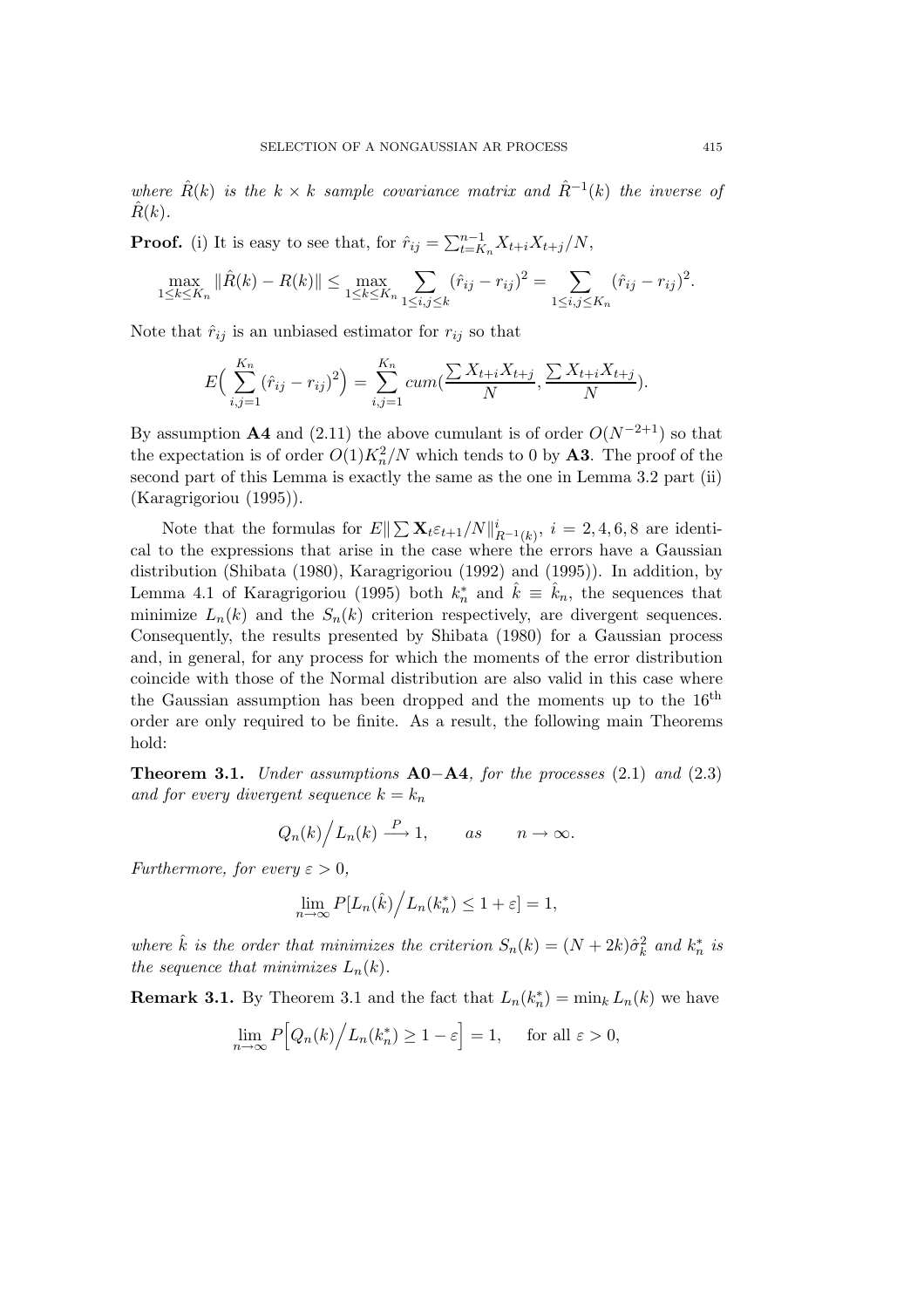*where* $\hat{R}(k)$ *is the* $k \times k$ *sample covariance matrix and* $\hat{R}^{-1}(k)$ *the inverse of* $\hat{R}(k)$.

**Proof.** (i) It is easy to see that, for $\hat{r}_{ij} = \sum_{t=K_n}^{n-1} X_{t+i}X_{t+j}/N$,

$$\max_{1\le k\le K_n} \|\hat{R}(k) - R(k)\| \le \max_{1\le k\le K_n} \sum_{1\le i,j\le k} (\hat{r}_{ij} - r_{ij})^2 = \sum_{1\le i,j\le K_n} (\hat{r}_{ij} - r_{ij})^2.$$

Note that $\hat{r}_{ij}$ is an unbiased estimator for $r_{ij}$ so that

$$E\Big(\sum_{i,j=1}^{K_n} (\hat{r}_{ij} - r_{ij})^2\Big) = \sum_{i,j=1}^{K_n} cum\Big(\frac{\sum X_{t+i}X_{t+j}}{N}, \frac{\sum X_{t+i}X_{t+j}}{N}\Big).$$

By assumption **A4** and (2.11) the above cumulant is of order $O(N^{-2+1})$ so that the expectation is of order $O(1)K_n^2/N$ which tends to 0 by **A3**. The proof of the second part of this Lemma is exactly the same as the one in Lemma 3.2 part (ii) (Karagrigoriou (1995)).

Note that the formulas for $E\|\sum \mathbf{X}_t\varepsilon_{t+1}/N\|^i_{R^{-1}(k)}$, $i = 2, 4, 6, 8$ are identical to the expressions that arise in the case where the errors have a Gaussian distribution (Shibata (1980), Karagrigoriou (1992) and (1995)). In addition, by Lemma 4.1 of Karagrigoriou (1995) both $k_n^*$ and $\hat{k} \equiv \hat{k}_n$, the sequences that minimize $L_n(k)$ and the $S_n(k)$ criterion respectively, are divergent sequences. Consequently, the results presented by Shibata (1980) for a Gaussian process and, in general, for any process for which the moments of the error distribution coincide with those of the Normal distribution are also valid in this case where the Gaussian assumption has been dropped and the moments up to the $16^{\text{th}}$ order are only required to be finite. As a result, the following main Theorems hold:

**Theorem 3.1.** *Under assumptions* **A0**−**A4***, for the processes* (2.1) *and* (2.3) *and for every divergent sequence* $k = k_n$

$$Q_n(k)\Big/L_n(k) \xrightarrow{P} 1, \qquad as \qquad n \to \infty.$$

*Furthermore, for every* $\varepsilon > 0$,

$$\lim_{n\to\infty} P[L_n(\hat{k})\Big/L_n(k_n^*) \le 1 + \varepsilon] = 1,$$

*where* $\hat{k}$ *is the order that minimizes the criterion* $S_n(k) = (N + 2k)\hat{\sigma}_k^2$ *and* $k_n^*$ *is the sequence that minimizes* $L_n(k)$.

**Remark 3.1.** By Theorem 3.1 and the fact that $L_n(k_n^*) = \min_k L_n(k)$ we have

$$\lim_{n\to\infty} P\Big[Q_n(k)\Big/L_n(k_n^*) \ge 1 - \varepsilon\Big] = 1, \quad \text{ for all } \varepsilon > 0,$$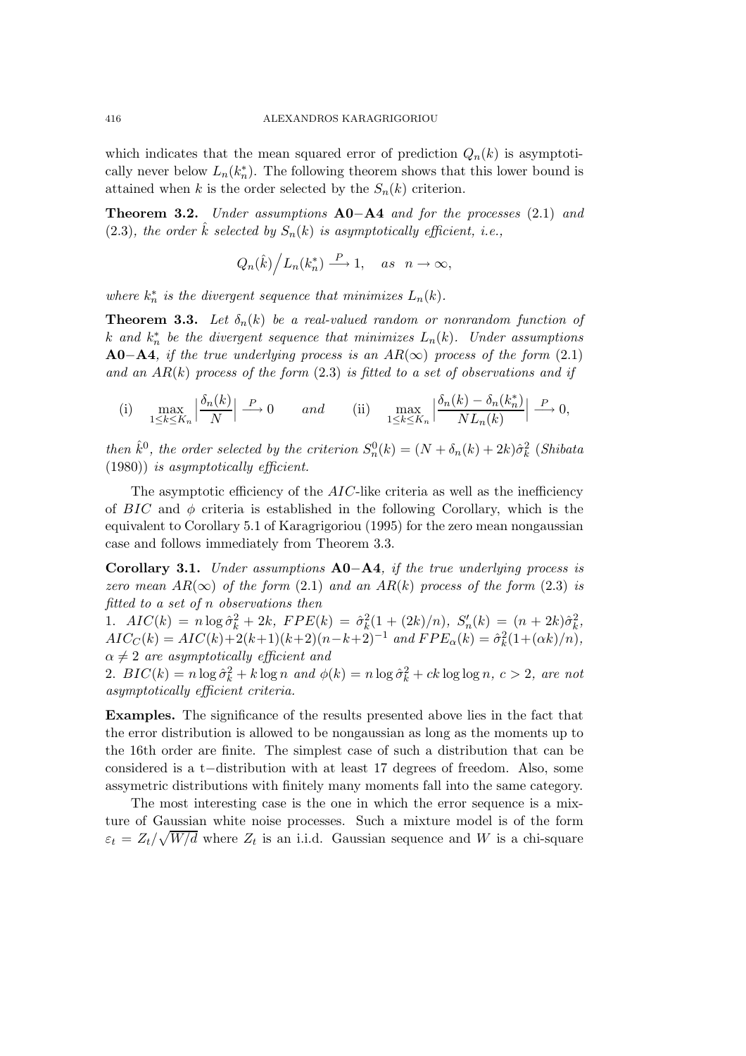which indicates that the mean squared error of prediction $Q_n(k)$ is asymptotically never below $L_n(k_n^*)$. The following theorem shows that this lower bound is attained when $k$ is the order selected by the $S_n(k)$ criterion.

**Theorem 3.2.** *Under assumptions* **A0**−**A4** *and for the processes* (2.1) *and* (2.3)*, the order* $\hat{k}$ *selected by* $S_n(k)$ *is asymptotically efficient, i.e.,*

$$Q_n(\hat{k})\Big/L_n(k_n^*) \xrightarrow{P} 1, \quad as \quad n \to \infty,$$

*where* $k_n^*$ *is the divergent sequence that minimizes* $L_n(k)$.

**Theorem 3.3.** *Let* $\delta_n(k)$ *be a real-valued random or nonrandom function of* $k$ *and* $k_n^*$ *be the divergent sequence that minimizes* $L_n(k)$. *Under assumptions* **A0**−**A4***, if the true underlying process is an* $AR(\infty)$ *process of the form* (2.1) *and an* $AR(k)$ *process of the form* (2.3) *is fitted to a set of observations and if*

$$\text{(i)} \quad \max_{1\le k\le K_n}\Big|\frac{\delta_n(k)}{N}\Big| \xrightarrow{P} 0 \qquad and \qquad \text{(ii)} \quad \max_{1\le k\le K_n}\Big|\frac{\delta_n(k)-\delta_n(k_n^*)}{NL_n(k)}\Big| \xrightarrow{P} 0,$$

*then* $\hat{k}^0$*, the order selected by the criterion* $S_n^0(k) = (N + \delta_n(k) + 2k)\hat{\sigma}_k^2$ *(Shibata* (1980)*) is asymptotically efficient.*

The asymptotic efficiency of the $AIC$-like criteria as well as the inefficiency of $BIC$ and $\phi$ criteria is established in the following Corollary, which is the equivalent to Corollary 5.1 of Karagrigoriou (1995) for the zero mean nongaussian case and follows immediately from Theorem 3.3.

**Corollary 3.1.** *Under assumptions* **A0**−**A4***, if the true underlying process is zero mean* $AR(\infty)$ *of the form* (2.1) *and an* $AR(k)$ *process of the form* (2.3) *is fitted to a set of* $n$ *observations then*

1. $AIC(k) = n\log\hat{\sigma}_k^2 + 2k$*,* $FPE(k) = \hat{\sigma}_k^2(1 + (2k)/n)$*,* $S_n'(k) = (n + 2k)\hat{\sigma}_k^2$*,* $AIC_C(k) = AIC(k) + 2(k+1)(k+2)(n-k+2)^{-1}$ *and* $FPE_\alpha(k) = \hat{\sigma}_k^2(1+(\alpha k)/n)$*,* $\alpha \neq 2$ *are asymptotically efficient and*
2. $BIC(k) = n\log\hat{\sigma}_k^2 + k\log n$ *and* $\phi(k) = n\log\hat{\sigma}_k^2 + ck\log\log n$*,* $c > 2$*, are not asymptotically efficient criteria.*

**Examples.** The significance of the results presented above lies in the fact that the error distribution is allowed to be nongaussian as long as the moments up to the 16th order are finite. The simplest case of such a distribution that can be considered is a t−distribution with at least 17 degrees of freedom. Also, some assymetric distributions with finitely many moments fall into the same category.

The most interesting case is the one in which the error sequence is a mixture of Gaussian white noise processes. Such a mixture model is of the form $\varepsilon_t = Z_t/\sqrt{W/d}$ where $Z_t$ is an i.i.d. Gaussian sequence and $W$ is a chi-square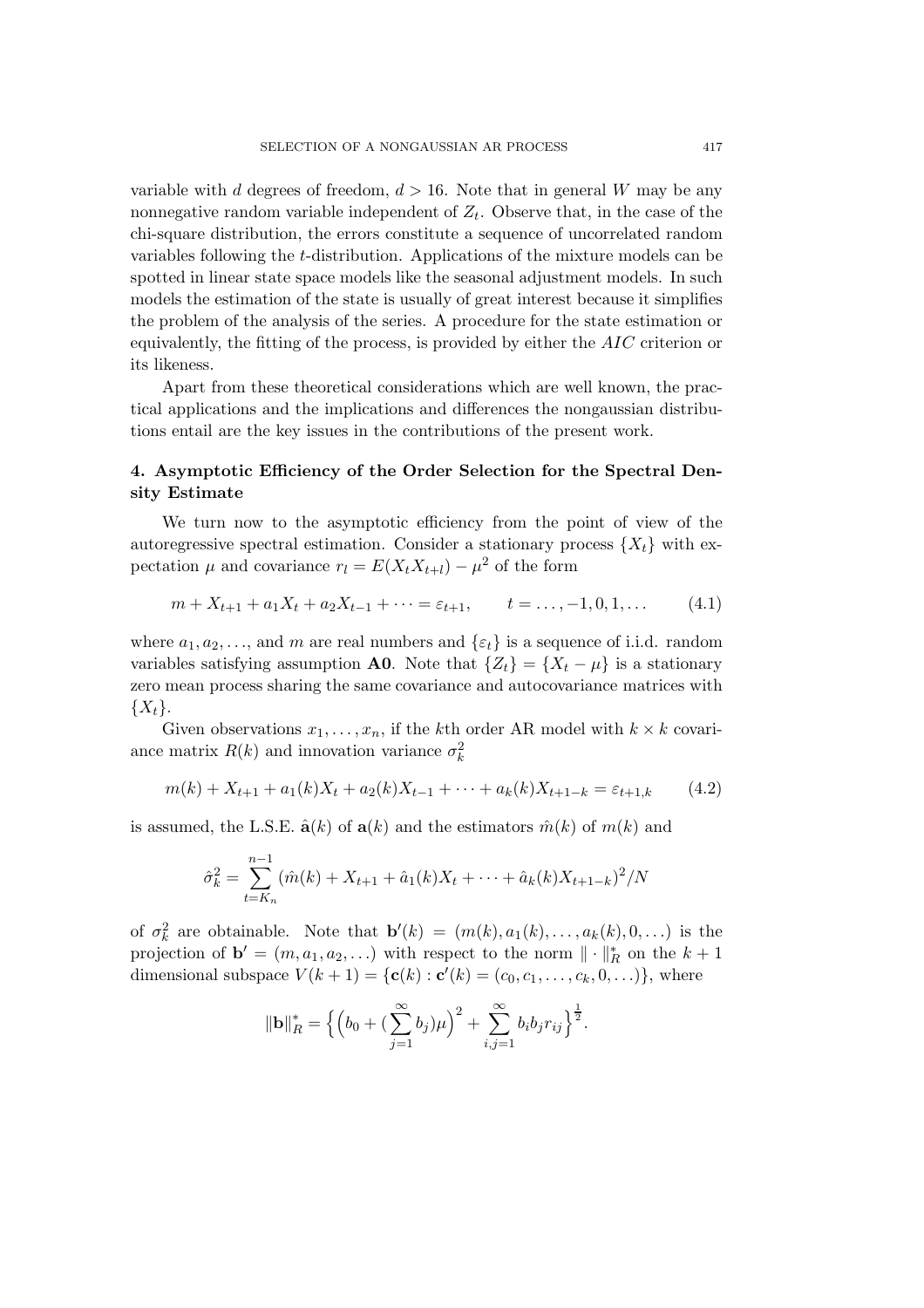variable with $d$ degrees of freedom, $d > 16$. Note that in general $W$ may be any nonnegative random variable independent of $Z_t$. Observe that, in the case of the chi-square distribution, the errors constitute a sequence of uncorrelated random variables following the $t$-distribution. Applications of the mixture models can be spotted in linear state space models like the seasonal adjustment models. In such models the estimation of the state is usually of great interest because it simplifies the problem of the analysis of the series. A procedure for the state estimation or equivalently, the fitting of the process, is provided by either the $AIC$ criterion or its likeness.

Apart from these theoretical considerations which are well known, the practical applications and the implications and differences the nongaussian distributions entail are the key issues in the contributions of the present work.

## 4. Asymptotic Efficiency of the Order Selection for the Spectral Density Estimate

We turn now to the asymptotic efficiency from the point of view of the autoregressive spectral estimation. Consider a stationary process $\{X_t\}$ with expectation $\mu$ and covariance $r_l = E(X_t X_{t+l}) - \mu^2$ of the form

$$m + X_{t+1} + a_1 X_t + a_2 X_{t-1} + \cdots = \varepsilon_{t+1}, \qquad t = \ldots, -1, 0, 1, \ldots \tag{4.1}$$

where $a_1, a_2, \ldots$, and $m$ are real numbers and $\{\varepsilon_t\}$ is a sequence of i.i.d. random variables satisfying assumption **A0**. Note that $\{Z_t\} = \{X_t - \mu\}$ is a stationary zero mean process sharing the same covariance and autocovariance matrices with $\{X_t\}$.

Given observations $x_1, \ldots, x_n$, if the $k$th order AR model with $k \times k$ covariance matrix $R(k)$ and innovation variance $\sigma_k^2$

$$m(k) + X_{t+1} + a_1(k) X_t + a_2(k) X_{t-1} + \cdots + a_k(k) X_{t+1-k} = \varepsilon_{t+1,k} \tag{4.2}$$

is assumed, the L.S.E. $\hat{\mathbf{a}}(k)$ of $\mathbf{a}(k)$ and the estimators $\hat{m}(k)$ of $m(k)$ and

$$\hat{\sigma}_k^2 = \sum_{t=K_n}^{n-1} (\hat{m}(k) + X_{t+1} + \hat{a}_1(k) X_t + \cdots + \hat{a}_k(k) X_{t+1-k})^2 / N$$

of $\sigma_k^2$ are obtainable. Note that $\mathbf{b}'(k) = (m(k), a_1(k), \ldots, a_k(k), 0, \ldots)$ is the projection of $\mathbf{b}' = (m, a_1, a_2, \ldots)$ with respect to the norm $\| \cdot \|_R^*$ on the $k+1$ dimensional subspace $V(k+1) = \{\mathbf{c}(k) : \mathbf{c}'(k) = (c_0, c_1, \ldots, c_k, 0, \ldots)\}$, where

$$\|\mathbf{b}\|_R^* = \Big\{ \Big( b_0 + (\sum_{j=1}^{\infty} b_j) \mu \Big)^2 + \sum_{i,j=1}^{\infty} b_i b_j r_{ij} \Big\}^{\frac{1}{2}}.$$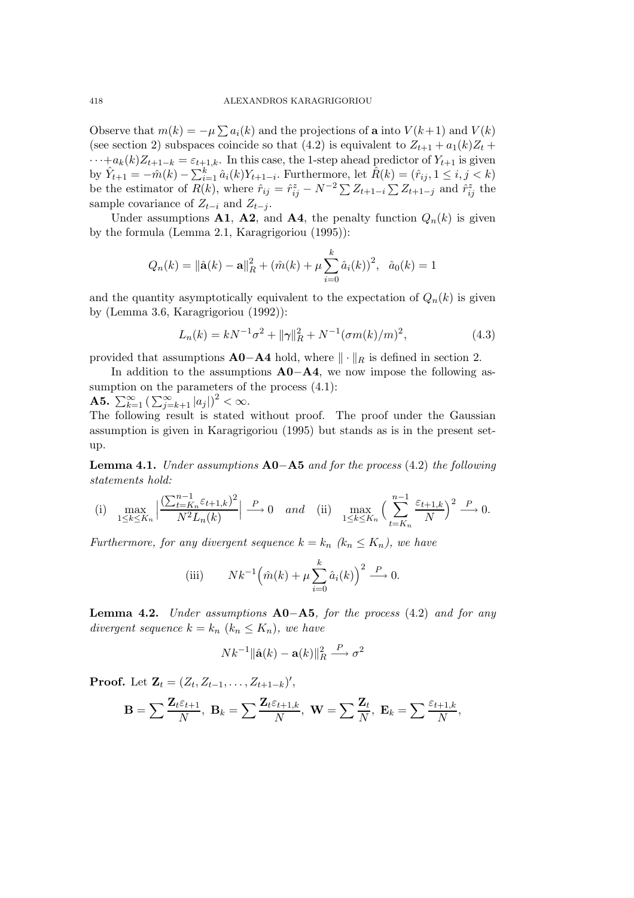Observe that $m(k) = -\mu \sum a_i(k)$ and the projections of $\mathbf{a}$ into $V(k+1)$ and $V(k)$ (see section 2) subspaces coincide so that (4.2) is equivalent to $Z_{t+1} + a_1(k)Z_t + \cdots + a_k(k)Z_{t+1-k} = \varepsilon_{t+1,k}$. In this case, the 1-step ahead predictor of $Y_{t+1}$ is given by $\hat{Y}_{t+1} = -\hat{m}(k) - \sum_{i=1}^{k} \hat{a}_i(k) Y_{t+1-i}$. Furthermore, let $\hat{R}(k) = (\hat{r}_{ij}, 1 \leq i, j < k)$ be the estimator of $R(k)$, where $\hat{r}_{ij} = \hat{r}_{ij}^z - N^{-2} \sum Z_{t+1-i} \sum Z_{t+1-j}$ and $\hat{r}_{ij}^z$ the sample covariance of $Z_{t-i}$ and $Z_{t-j}$.

Under assumptions **A1**, **A2**, and **A4**, the penalty function $Q_n(k)$ is given by the formula (Lemma 2.1, Karagrigoriou (1995)):

$$Q_n(k) = \|\hat{\mathbf{a}}(k) - \mathbf{a}\|_R^2 + \big(\hat{m}(k) + \mu \sum_{i=0}^{k} \hat{a}_i(k)\big)^2, \quad \hat{a}_0(k) = 1$$

and the quantity asymptotically equivalent to the expectation of $Q_n(k)$ is given by (Lemma 3.6, Karagrigoriou (1992)):

$$L_n(k) = kN^{-1}\sigma^2 + \|\boldsymbol{\gamma}\|_R^2 + N^{-1}(\sigma m(k)/m)^2, \tag{4.3}$$

provided that assumptions **A0**$-$**A4** hold, where $\|\cdot\|_R$ is defined in section 2.

In addition to the assumptions **A0**$-$**A4**, we now impose the following assumption on the parameters of the process (4.1):

**A5.** $\sum_{k=1}^{\infty} \big(\sum_{j=k+1}^{\infty} |a_j|\big)^2 < \infty$.

The following result is stated without proof. The proof under the Gaussian assumption is given in Karagrigoriou (1995) but stands as is in the present setup.

**Lemma 4.1.** *Under assumptions* **A0**$-$**A5** *and for the process* (4.2) *the following statements hold:*

$$\text{(i)} \quad \max_{1 \leq k \leq K_n} \Big| \frac{(\sum_{t=K_n}^{n-1} \varepsilon_{t+1,k})^2}{N^2 L_n(k)} \Big| \xrightarrow{P} 0 \quad \textit{and} \quad \text{(ii)} \quad \max_{1 \leq k \leq K_n} \Big( \sum_{t=K_n}^{n-1} \frac{\varepsilon_{t+1,k}}{N} \Big)^2 \xrightarrow{P} 0.$$

*Furthermore, for any divergent sequence $k = k_n$ ($k_n \leq K_n$), we have*

$$\text{(iii)} \qquad Nk^{-1}\Big(\hat{m}(k) + \mu \sum_{i=0}^{k} \hat{a}_i(k)\Big)^2 \xrightarrow{P} 0.$$

**Lemma 4.2.** *Under assumptions* **A0**$-$**A5**, *for the process* (4.2) *and for any divergent sequence $k = k_n$ ($k_n \leq K_n$), we have*

$$Nk^{-1}\|\hat{\mathbf{a}}(k) - \mathbf{a}(k)\|_R^2 \xrightarrow{P} \sigma^2$$

**Proof.** Let $\mathbf{Z}_t = (Z_t, Z_{t-1}, \ldots, Z_{t+1-k})'$,

$$\mathbf{B} = \sum \frac{\mathbf{Z}_t \varepsilon_{t+1}}{N}, \ \mathbf{B}_k = \sum \frac{\mathbf{Z}_t \varepsilon_{t+1,k}}{N}, \ \mathbf{W} = \sum \frac{\mathbf{Z}_t}{N}, \ \mathbf{E}_k = \sum \frac{\varepsilon_{t+1,k}}{N},$$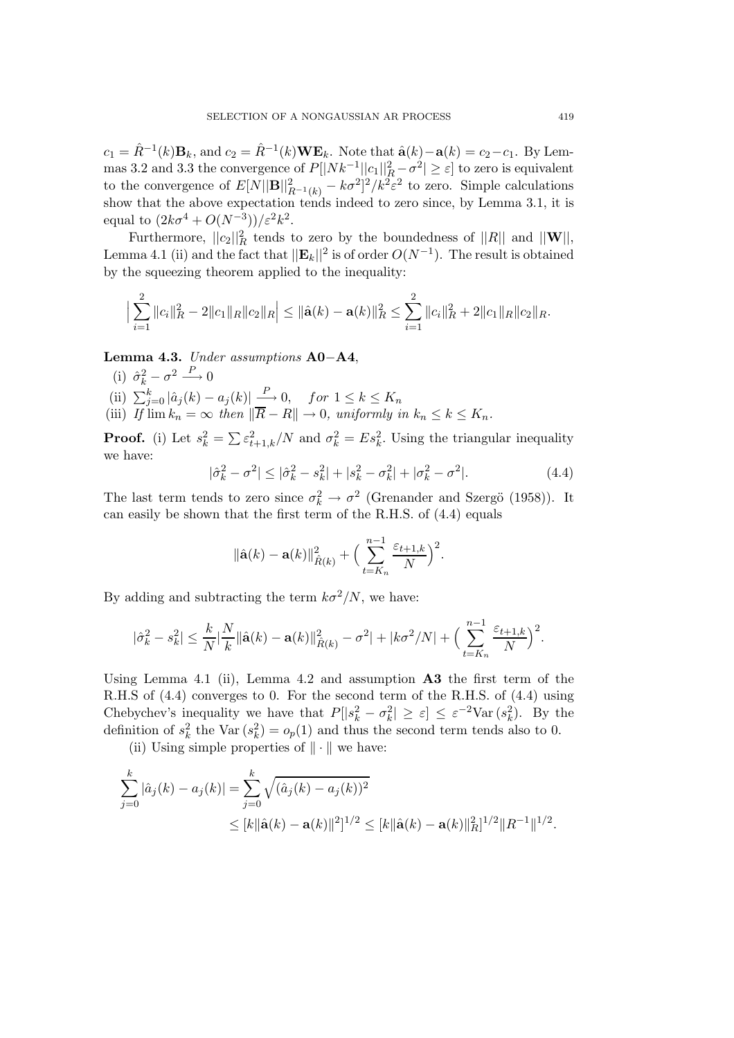$c_1 = \hat{R}^{-1}(k)\mathbf{B}_k$, and $c_2 = \hat{R}^{-1}(k)\mathbf{W}\mathbf{E}_k$. Note that $\hat{\mathbf{a}}(k) - \mathbf{a}(k) = c_2 - c_1$. By Lemmas 3.2 and 3.3 the convergence of $P[|Nk^{-1}||c_1||_R^2 - \sigma^2| \geq \varepsilon]$ to zero is equivalent to the convergence of $E[N||\mathbf{B}||^2_{R^{-1}(k)} - k\sigma^2]^2/k^2\varepsilon^2$ to zero. Simple calculations show that the above expectation tends indeed to zero since, by Lemma 3.1, it is equal to $(2k\sigma^4 + O(N^{-3}))/\varepsilon^2 k^2$.

Furthermore, $||c_2||_R^2$ tends to zero by the boundedness of $||R||$ and $||\mathbf{W}||$, Lemma 4.1 (ii) and the fact that $||\mathbf{E}_k||^2$ is of order $O(N^{-1})$. The result is obtained by the squeezing theorem applied to the inequality:

$$\Big|\sum_{i=1}^{2}\|c_i\|_R^2 - 2\|c_1\|_R\|c_2\|_R\Big| \leq \|\hat{\mathbf{a}}(k) - \mathbf{a}(k)\|_R^2 \leq \sum_{i=1}^{2}\|c_i\|_R^2 + 2\|c_1\|_R\|c_2\|_R.$$

**Lemma 4.3.** *Under assumptions* **A0**−**A4**,

(i) $\hat{\sigma}_k^2 - \sigma^2 \xrightarrow{P} 0$

(ii) $\sum_{j=0}^{k}|\hat{a}_j(k) - a_j(k)| \xrightarrow{P} 0, \quad for\ 1 \leq k \leq K_n$

(iii) *If* $\lim k_n = \infty$ *then* $\|\overline{R} - R\| \to 0$, *uniformly in* $k_n \leq k \leq K_n$.

**Proof.** (i) Let $s_k^2 = \sum \varepsilon_{t+1,k}^2/N$ and $\sigma_k^2 = Es_k^2$. Using the triangular inequality we have:

$$|\hat{\sigma}_k^2 - \sigma^2| \leq |\hat{\sigma}_k^2 - s_k^2| + |s_k^2 - \sigma_k^2| + |\sigma_k^2 - \sigma^2|. \tag{4.4}$$

The last term tends to zero since $\sigma_k^2 \to \sigma^2$ (Grenander and Szergö (1958)). It can easily be shown that the first term of the R.H.S. of (4.4) equals

$$\|\hat{\mathbf{a}}(k) - \mathbf{a}(k)\|^2_{\hat{R}(k)} + \Big(\sum_{t=K_n}^{n-1}\frac{\varepsilon_{t+1,k}}{N}\Big)^2.$$

By adding and subtracting the term $k\sigma^2/N$, we have:

$$|\hat{\sigma}_k^2 - s_k^2| \leq \frac{k}{N}\Big|\frac{N}{k}\|\hat{\mathbf{a}}(k) - \mathbf{a}(k)\|^2_{\hat{R}(k)} - \sigma^2\Big| + |k\sigma^2/N| + \Big(\sum_{t=K_n}^{n-1}\frac{\varepsilon_{t+1,k}}{N}\Big)^2.$$

Using Lemma 4.1 (ii), Lemma 4.2 and assumption **A3** the first term of the R.H.S of (4.4) converges to 0. For the second term of the R.H.S. of (4.4) using Chebychev's inequality we have that $P[|s_k^2 - \sigma_k^2| \geq \varepsilon] \leq \varepsilon^{-2}\mathrm{Var}\,(s_k^2)$. By the definition of $s_k^2$ the $\mathrm{Var}\,(s_k^2) = o_p(1)$ and thus the second term tends also to 0.

(ii) Using simple properties of $\|\cdot\|$ we have:

$$\begin{aligned}\sum_{j=0}^{k}|\hat{a}_j(k) - a_j(k)| &= \sum_{j=0}^{k}\sqrt{(\hat{a}_j(k) - a_j(k))^2} \\ &\leq [k\|\hat{\mathbf{a}}(k) - \mathbf{a}(k)\|^2]^{1/2} \leq [k\|\hat{\mathbf{a}}(k) - \mathbf{a}(k)\|_R^2]^{1/2}\|R^{-1}\|^{1/2}.\end{aligned}$$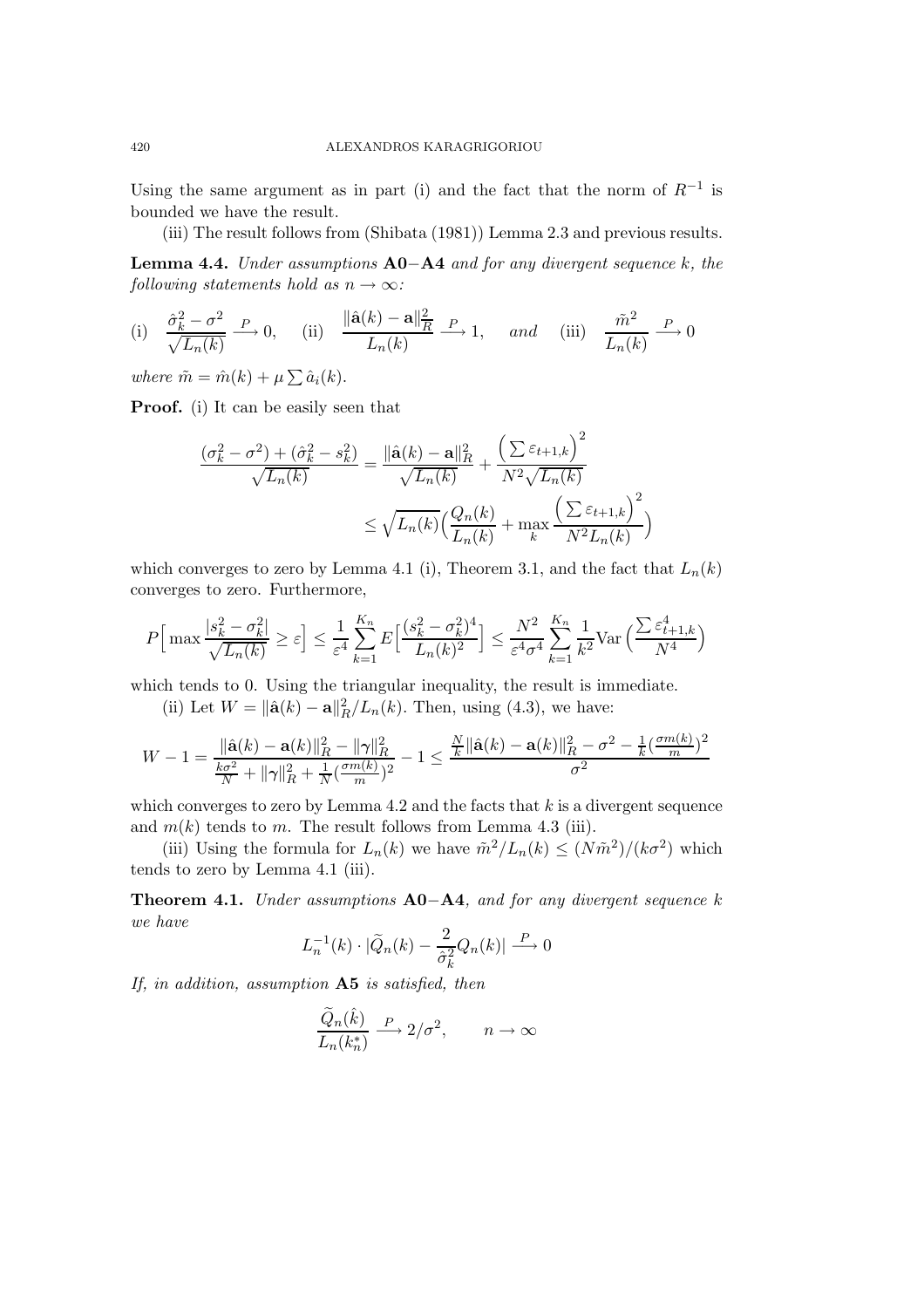Using the same argument as in part (i) and the fact that the norm of $R^{-1}$ is bounded we have the result.

(iii) The result follows from (Shibata (1981)) Lemma 2.3 and previous results.

**Lemma 4.4.** *Under assumptions* **A0**$-$**A4** *and for any divergent sequence $k$, the following statements hold as $n \to \infty$:*

$$
\text{(i)} \quad \frac{\hat{\sigma}_k^2 - \sigma^2}{\sqrt{L_n(k)}} \xrightarrow{P} 0, \qquad \text{(ii)} \quad \frac{\|\hat{\mathbf{a}}(k) - \mathbf{a}\|_R^2}{L_n(k)} \xrightarrow{P} 1, \qquad \textit{and} \qquad \text{(iii)} \quad \frac{\tilde{m}^2}{L_n(k)} \xrightarrow{P} 0
$$

*where $\tilde{m} = \hat{m}(k) + \mu \sum \hat{a}_i(k)$.*

**Proof.** (i) It can be easily seen that

$$
\begin{aligned}
\frac{(\sigma_k^2 - \sigma^2) + (\hat{\sigma}_k^2 - s_k^2)}{\sqrt{L_n(k)}} &= \frac{\|\hat{\mathbf{a}}(k) - \mathbf{a}\|_R^2}{\sqrt{L_n(k)}} + \frac{\Big(\sum \varepsilon_{t+1,k}\Big)^2}{N^2\sqrt{L_n(k)}} \\
&\leq \sqrt{L_n(k)}\Big(\frac{Q_n(k)}{L_n(k)} + \max_k \frac{\Big(\sum \varepsilon_{t+1,k}\Big)^2}{N^2 L_n(k)}\Big)
\end{aligned}
$$

which converges to zero by Lemma 4.1 (i), Theorem 3.1, and the fact that $L_n(k)$ converges to zero. Furthermore,

$$
P\Big[\max \frac{|s_k^2 - \sigma_k^2|}{\sqrt{L_n(k)}} \geq \varepsilon\Big] \leq \frac{1}{\varepsilon^4}\sum_{k=1}^{K_n} E\Big[\frac{(s_k^2 - \sigma_k^2)^4}{L_n(k)^2}\Big] \leq \frac{N^2}{\varepsilon^4\sigma^4}\sum_{k=1}^{K_n}\frac{1}{k^2}\text{Var}\Big(\frac{\sum \varepsilon_{t+1,k}^4}{N^4}\Big)
$$

which tends to 0. Using the triangular inequality, the result is immediate.

(ii) Let $W = \|\hat{\mathbf{a}}(k) - \mathbf{a}\|_R^2 / L_n(k)$. Then, using (4.3), we have:

$$
W - 1 = \frac{\|\hat{\mathbf{a}}(k) - \mathbf{a}(k)\|_R^2 - \|\boldsymbol{\gamma}\|_R^2}{\frac{k\sigma^2}{N} + \|\boldsymbol{\gamma}\|_R^2 + \frac{1}{N}(\frac{\sigma m(k)}{m})^2} - 1 \leq \frac{\frac{N}{k}\|\hat{\mathbf{a}}(k) - \mathbf{a}(k)\|_R^2 - \sigma^2 - \frac{1}{k}(\frac{\sigma m(k)}{m})^2}{\sigma^2}
$$

which converges to zero by Lemma 4.2 and the facts that $k$ is a divergent sequence and $m(k)$ tends to $m$. The result follows from Lemma 4.3 (iii).

(iii) Using the formula for $L_n(k)$ we have $\tilde{m}^2/L_n(k) \leq (N\tilde{m}^2)/(k\sigma^2)$ which tends to zero by Lemma 4.1 (iii).

**Theorem 4.1.** *Under assumptions* **A0**$-$**A4***, and for any divergent sequence $k$ we have*

$$
L_n^{-1}(k) \cdot |\widetilde{Q}_n(k) - \frac{2}{\hat{\sigma}_k^2}Q_n(k)| \xrightarrow{P} 0
$$

*If, in addition, assumption* **A5** *is satisfied, then*

$$
\frac{\widetilde{Q}_n(\hat{k})}{L_n(k_n^*)} \xrightarrow{P} 2/\sigma^2, \qquad n \to \infty
$$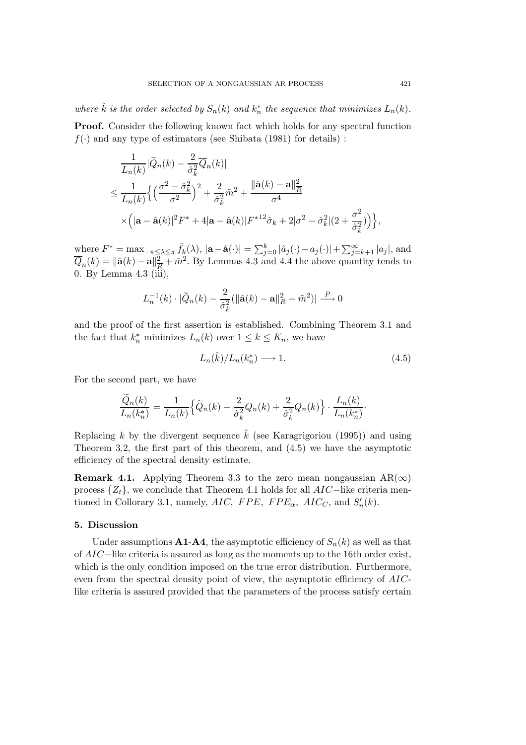*where $\hat{k}$ is the order selected by $S_n(k)$ and $k_n^*$ the sequence that minimizes $L_n(k)$.*

**Proof.** Consider the following known fact which holds for any spectral function $f(\cdot)$ and any type of estimators (see Shibata (1981) for details) :

$$
\begin{aligned}
&\frac{1}{L_n(k)}|\widetilde{Q}_n(k) - \frac{2}{\hat{\sigma}_k^2}\overline{Q}_n(k)| \\
&\leq \frac{1}{L_n(k)}\Big\{\Big(\frac{\sigma^2 - \hat{\sigma}_k^2}{\sigma^2}\Big)^2 + \frac{2}{\hat{\sigma}_k^2}\tilde{m}^2 + \frac{\|\hat{\mathbf{a}}(k) - \mathbf{a}\|_R^2}{\sigma^4} \\
&\quad \times\Big(|\mathbf{a} - \hat{\mathbf{a}}(k)|^2 F^* + 4|\mathbf{a} - \hat{\mathbf{a}}(k)|F^{*12}\hat{\sigma}_k + 2|\sigma^2 - \hat{\sigma}_k^2|(2 + \frac{\sigma^2}{\hat{\sigma}_k^2})\Big)\Big\},
\end{aligned}
$$

where $F^* = \max_{-\pi\leq\lambda\leq\pi}\hat{f}_k(\lambda)$, $|\mathbf{a} - \hat{\mathbf{a}}(\cdot)| = \sum_{j=0}^{k}|\hat{a}_j(\cdot) - a_j(\cdot)| + \sum_{j=k+1}^{\infty}|a_j|$, and $\overline{Q}_n(k) = \|\hat{\mathbf{a}}(k) - \mathbf{a}\|_{\overline{R}}^2 + \tilde{m}^2$. By Lemmas 4.3 and 4.4 the above quantity tends to 0. By Lemma 4.3 (iii),

$$
L_n^{-1}(k)\cdot|\widetilde{Q}_n(k) - \frac{2}{\hat{\sigma}_k^2}(\|\hat{\mathbf{a}}(k) - \mathbf{a}\|_R^2 + \tilde{m}^2)| \xrightarrow{P} 0
$$

and the proof of the first assertion is established. Combining Theorem 3.1 and the fact that $k_n^*$ minimizes $L_n(k)$ over $1 \leq k \leq K_n$, we have

$$
L_n(\hat{k})/L_n(k_n^*) \longrightarrow 1. \tag{4.5}
$$

For the second part, we have

$$
\frac{\widetilde{Q}_n(k)}{L_n(k_n^*)} = \frac{1}{L_n(k)}\Big\{\widetilde{Q}_n(k) - \frac{2}{\hat{\sigma}_k^2}Q_n(k) + \frac{2}{\hat{\sigma}_k^2}Q_n(k)\Big\}\cdot\frac{L_n(k)}{L_n(k_n^*)}.
$$

Replacing $k$ by the divergent sequence $\hat{k}$ (see Karagrigoriou (1995)) and using Theorem 3.2, the first part of this theorem, and (4.5) we have the asymptotic efficiency of the spectral density estimate.

**Remark 4.1.** Applying Theorem 3.3 to the zero mean nongaussian AR($\infty$) process $\{Z_t\}$, we conclude that Theorem 4.1 holds for all $AIC-$like criteria mentioned in Collorary 3.1, namely, $AIC$, $FPE$, $FPE_\alpha$, $AIC_C$, and $S_n'(k)$.

## 5. Discussion

Under assumptions **A1**-**A4**, the asymptotic efficiency of $S_n(k)$ as well as that of $AIC-$like criteria is assured as long as the moments up to the 16th order exist, which is the only condition imposed on the true error distribution. Furthermore, even from the spectral density point of view, the asymptotic efficiency of $AIC$-like criteria is assured provided that the parameters of the process satisfy certain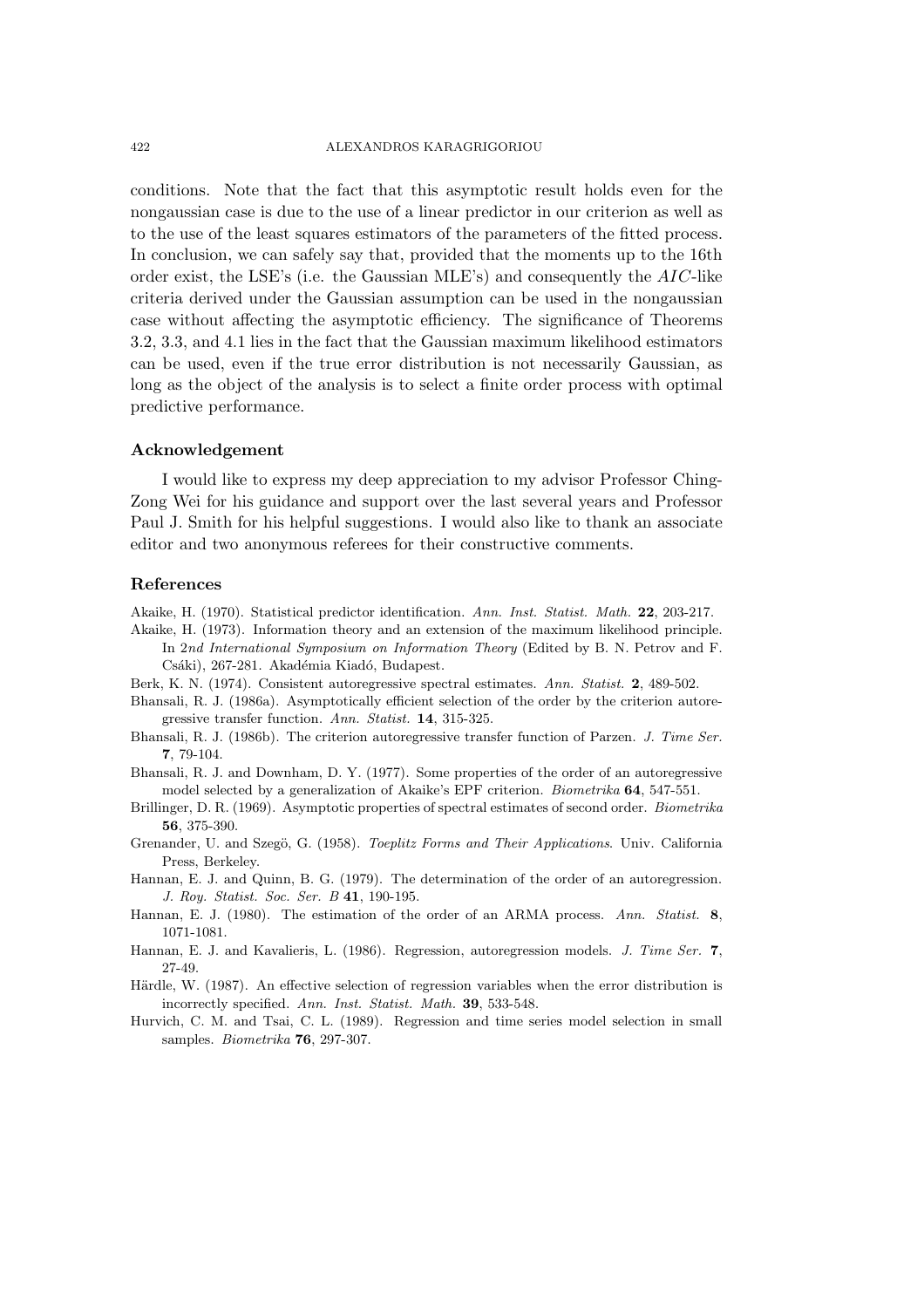conditions. Note that the fact that this asymptotic result holds even for the nongaussian case is due to the use of a linear predictor in our criterion as well as to the use of the least squares estimators of the parameters of the fitted process. In conclusion, we can safely say that, provided that the moments up to the 16th order exist, the LSE's (i.e. the Gaussian MLE's) and consequently the $AIC$-like criteria derived under the Gaussian assumption can be used in the nongaussian case without affecting the asymptotic efficiency. The significance of Theorems 3.2, 3.3, and 4.1 lies in the fact that the Gaussian maximum likelihood estimators can be used, even if the true error distribution is not necessarily Gaussian, as long as the object of the analysis is to select a finite order process with optimal predictive performance.

## Acknowledgement

I would like to express my deep appreciation to my advisor Professor Ching-Zong Wei for his guidance and support over the last several years and Professor Paul J. Smith for his helpful suggestions. I would also like to thank an associate editor and two anonymous referees for their constructive comments.

## References

Akaike, H. (1970). Statistical predictor identification. *Ann. Inst. Statist. Math.* **22**, 203-217.

Akaike, H. (1973). Information theory and an extension of the maximum likelihood principle. In *2nd International Symposium on Information Theory* (Edited by B. N. Petrov and F. Csáki), 267-281. Akadémia Kiadó, Budapest.

Berk, K. N. (1974). Consistent autoregressive spectral estimates. *Ann. Statist.* **2**, 489-502.

Bhansali, R. J. (1986a). Asymptotically efficient selection of the order by the criterion autoregressive transfer function. *Ann. Statist.* **14**, 315-325.

Bhansali, R. J. (1986b). The criterion autoregressive transfer function of Parzen. *J. Time Ser.* **7**, 79-104.

Bhansali, R. J. and Downham, D. Y. (1977). Some properties of the order of an autoregressive model selected by a generalization of Akaike's EPF criterion. *Biometrika* **64**, 547-551.

Brillinger, D. R. (1969). Asymptotic properties of spectral estimates of second order. *Biometrika* **56**, 375-390.

Grenander, U. and Szegö, G. (1958). *Toeplitz Forms and Their Applications*. Univ. California Press, Berkeley.

Hannan, E. J. and Quinn, B. G. (1979). The determination of the order of an autoregression. *J. Roy. Statist. Soc. Ser. B* **41**, 190-195.

Hannan, E. J. (1980). The estimation of the order of an ARMA process. *Ann. Statist.* **8**, 1071-1081.

Hannan, E. J. and Kavalieris, L. (1986). Regression, autoregression models. *J. Time Ser.* **7**, 27-49.

Härdle, W. (1987). An effective selection of regression variables when the error distribution is incorrectly specified. *Ann. Inst. Statist. Math.* **39**, 533-548.

Hurvich, C. M. and Tsai, C. L. (1989). Regression and time series model selection in small samples. *Biometrika* **76**, 297-307.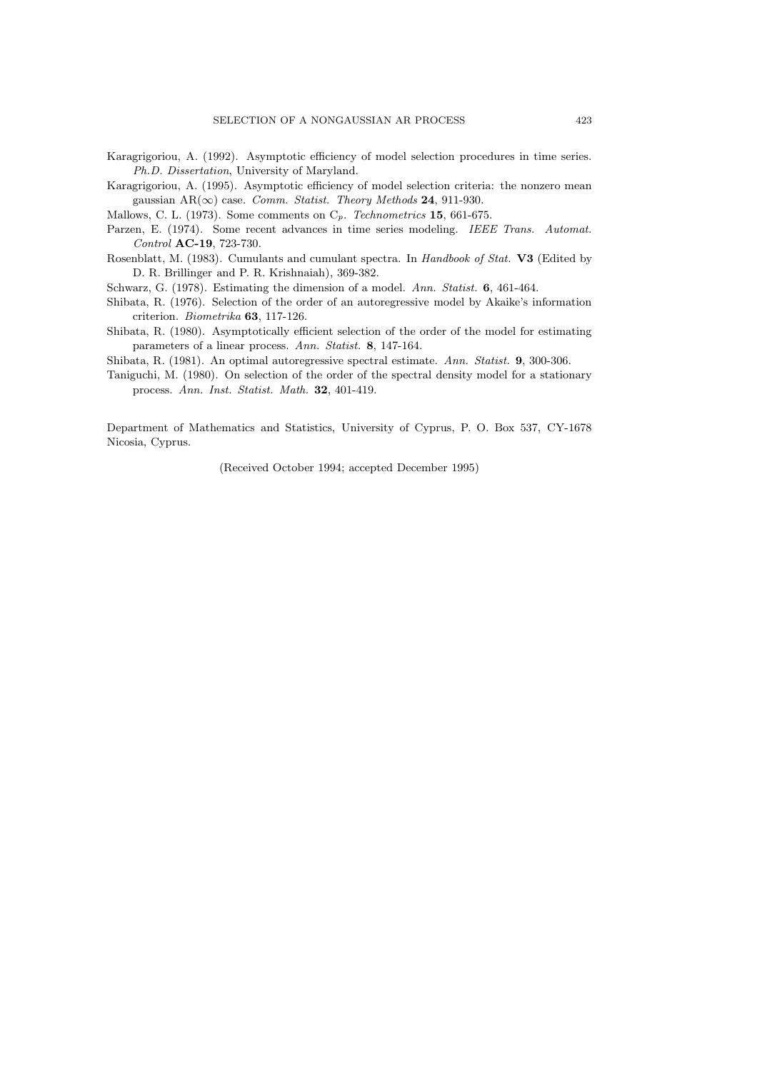Karagrigoriou, A. (1992). Asymptotic efficiency of model selection procedures in time series. *Ph.D. Dissertation*, University of Maryland.

Karagrigoriou, A. (1995). Asymptotic efficiency of model selection criteria: the nonzero mean gaussian AR($\infty$) case. *Comm. Statist. Theory Methods* **24**, 911-930.

Mallows, C. L. (1973). Some comments on $C_p$. *Technometrics* **15**, 661-675.

Parzen, E. (1974). Some recent advances in time series modeling. *IEEE Trans. Automat. Control* **AC-19**, 723-730.

Rosenblatt, M. (1983). Cumulants and cumulant spectra. In *Handbook of Stat.* **V3** (Edited by D. R. Brillinger and P. R. Krishnaiah), 369-382.

Schwarz, G. (1978). Estimating the dimension of a model. *Ann. Statist.* **6**, 461-464.

Shibata, R. (1976). Selection of the order of an autoregressive model by Akaike's information criterion. *Biometrika* **63**, 117-126.

Shibata, R. (1980). Asymptotically efficient selection of the order of the model for estimating parameters of a linear process. *Ann. Statist.* **8**, 147-164.

Shibata, R. (1981). An optimal autoregressive spectral estimate. *Ann. Statist.* **9**, 300-306.

Taniguchi, M. (1980). On selection of the order of the spectral density model for a stationary process. *Ann. Inst. Statist. Math.* **32**, 401-419.

Department of Mathematics and Statistics, University of Cyprus, P. O. Box 537, CY-1678 Nicosia, Cyprus.

(Received October 1994; accepted December 1995)